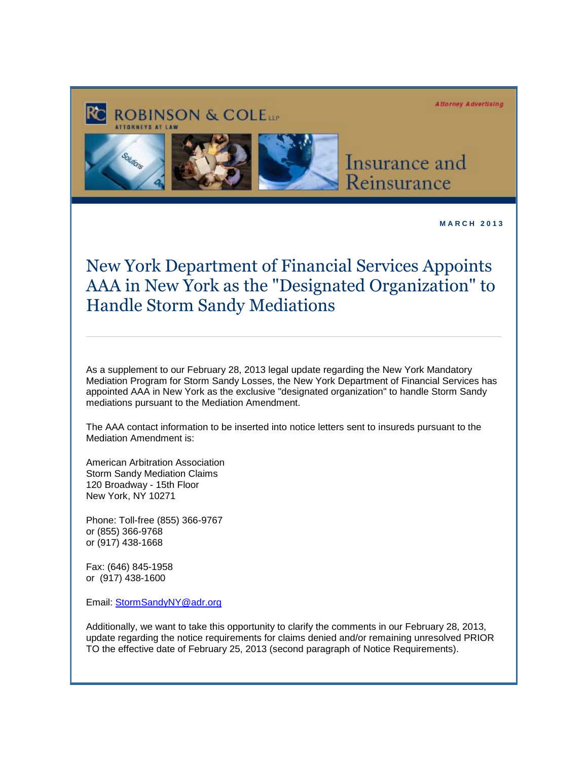ROBINSON & COLE LLP
ATTORNEYS AT LAW

*Attorney Advertising*

Insurance and Reinsurance

**MARCH 2013**

# New York Department of Financial Services Appoints AAA in New York as the "Designated Organization" to Handle Storm Sandy Mediations

---

As a supplement to our February 28, 2013 legal update regarding the New York Mandatory Mediation Program for Storm Sandy Losses, the New York Department of Financial Services has appointed AAA in New York as the exclusive "designated organization" to handle Storm Sandy mediations pursuant to the Mediation Amendment.

The AAA contact information to be inserted into notice letters sent to insureds pursuant to the Mediation Amendment is:

American Arbitration Association
Storm Sandy Mediation Claims
120 Broadway - 15th Floor
New York, NY 10271

Phone: Toll-free (855) 366-9767
or (855) 366-9768
or (917) 438-1668

Fax: (646) 845-1958
or (917) 438-1600

Email: StormSandyNY@adr.org

Additionally, we want to take this opportunity to clarify the comments in our February 28, 2013, update regarding the notice requirements for claims denied and/or remaining unresolved PRIOR TO the effective date of February 25, 2013 (second paragraph of Notice Requirements).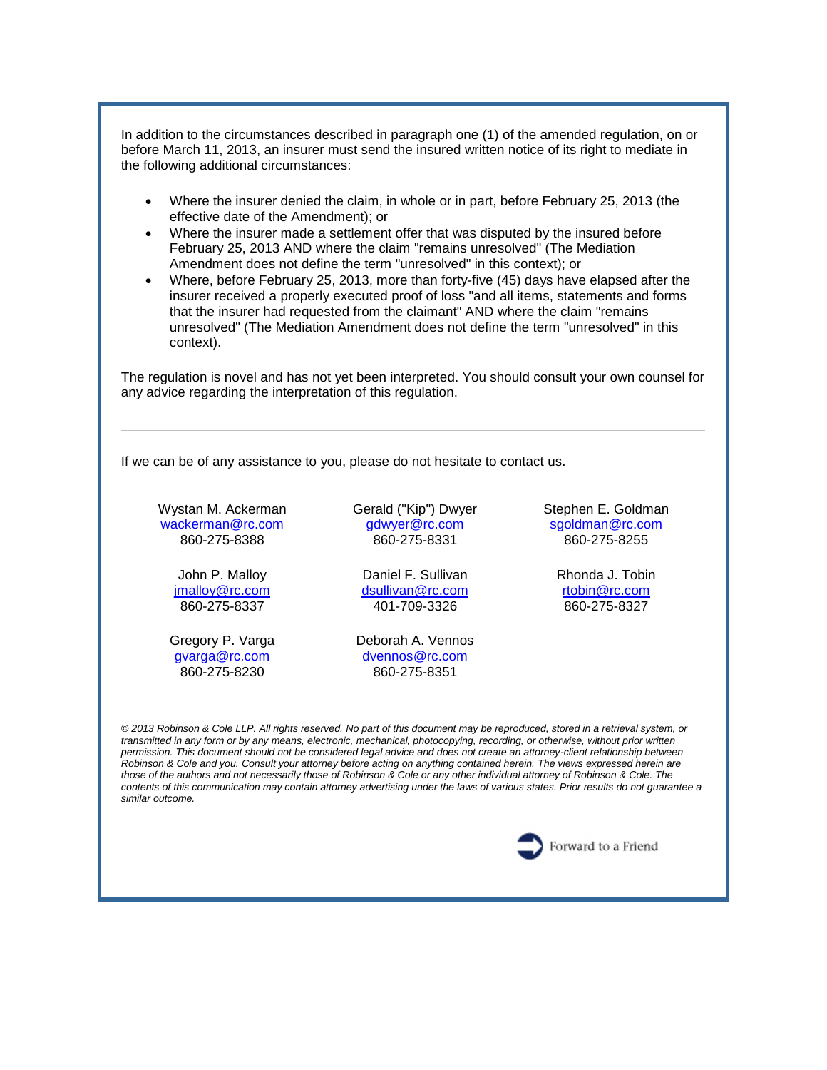In addition to the circumstances described in paragraph one (1) of the amended regulation, on or before March 11, 2013, an insurer must send the insured written notice of its right to mediate in the following additional circumstances:

- Where the insurer denied the claim, in whole or in part, before February 25, 2013 (the effective date of the Amendment); or
- Where the insurer made a settlement offer that was disputed by the insured before February 25, 2013 AND where the claim "remains unresolved" (The Mediation Amendment does not define the term "unresolved" in this context); or
- Where, before February 25, 2013, more than forty-five (45) days have elapsed after the insurer received a properly executed proof of loss "and all items, statements and forms that the insurer had requested from the claimant" AND where the claim "remains unresolved" (The Mediation Amendment does not define the term "unresolved" in this context).

The regulation is novel and has not yet been interpreted. You should consult your own counsel for any advice regarding the interpretation of this regulation.

---

If we can be of any assistance to you, please do not hesitate to contact us.

Wystan M. Ackerman
wackerman@rc.com
860-275-8388

Gerald ("Kip") Dwyer
gdwyer@rc.com
860-275-8331

Stephen E. Goldman
sgoldman@rc.com
860-275-8255

John P. Malloy
jmalloy@rc.com
860-275-8337

Daniel F. Sullivan
dsullivan@rc.com
401-709-3326

Rhonda J. Tobin
rtobin@rc.com
860-275-8327

Gregory P. Varga
gvarga@rc.com
860-275-8230

Deborah A. Vennos
dvennos@rc.com
860-275-8351

---

*© 2013 Robinson & Cole LLP. All rights reserved. No part of this document may be reproduced, stored in a retrieval system, or transmitted in any form or by any means, electronic, mechanical, photocopying, recording, or otherwise, without prior written permission. This document should not be considered legal advice and does not create an attorney-client relationship between Robinson & Cole and you. Consult your attorney before acting on anything contained herein. The views expressed herein are those of the authors and not necessarily those of Robinson & Cole or any other individual attorney of Robinson & Cole. The contents of this communication may contain attorney advertising under the laws of various states. Prior results do not guarantee a similar outcome.*

Forward to a Friend